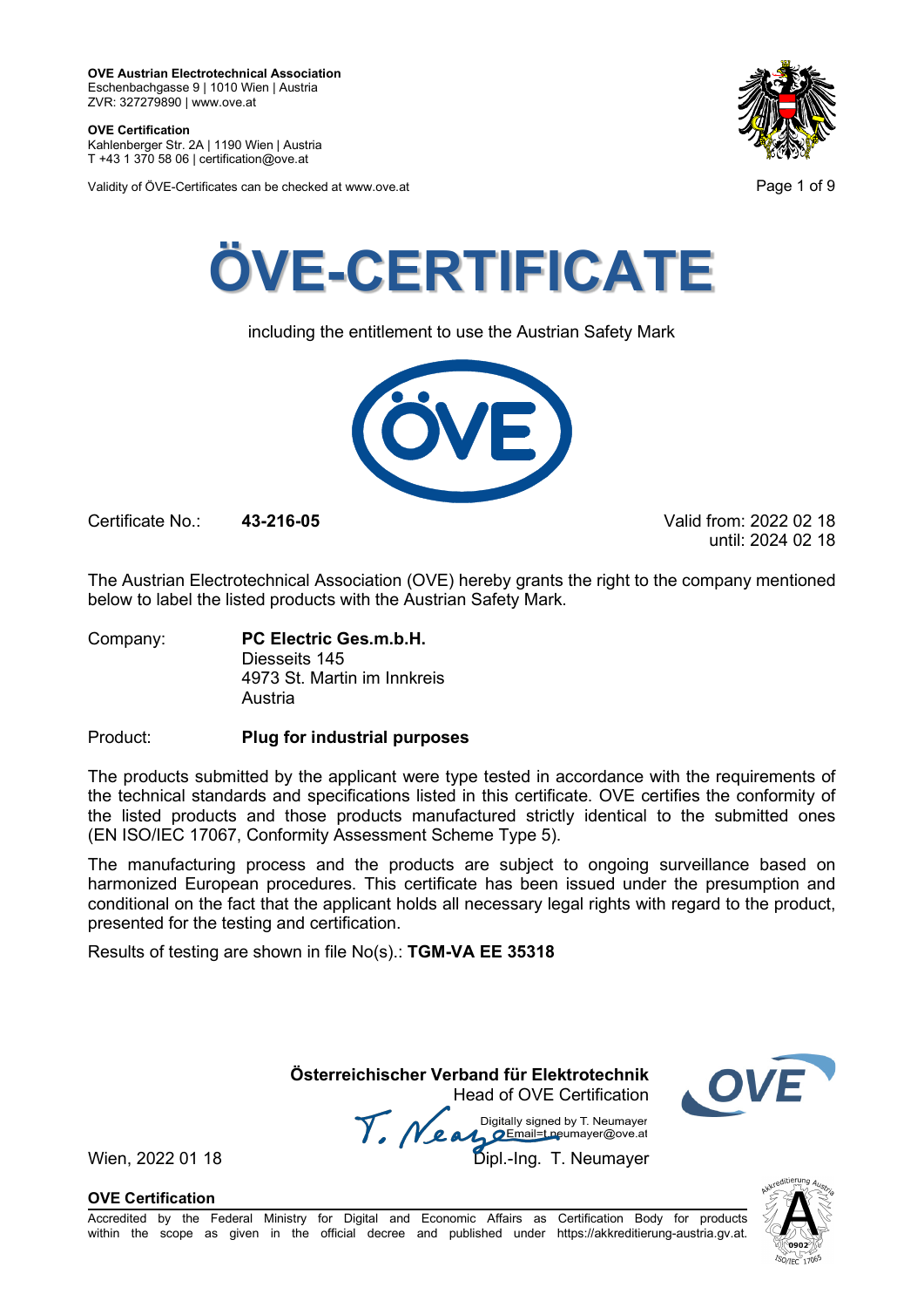**OVE Austrian Electrotechnical Association**
Eschenbachgasse 9 | 1010 Wien | Austria
ZVR: 327279890 | www.ove.at

**OVE Certification**
Kahlenberger Str. 2A | 1190 Wien | Austria
T +43 1 370 58 06 | certification@ove.at

Validity of ÖVE-Certificates can be checked at www.ove.at

# ÖVE-CERTIFICATE

including the entitlement to use the Austrian Safety Mark

Certificate No.: **43-216-05**

Valid from: 2022 02 18
until: 2024 02 18

The Austrian Electrotechnical Association (OVE) hereby grants the right to the company mentioned below to label the listed products with the Austrian Safety Mark.

Company: **PC Electric Ges.m.b.H.**
Diesseits 145
4973 St. Martin im Innkreis
Austria

Product: **Plug for industrial purposes**

The products submitted by the applicant were type tested in accordance with the requirements of the technical standards and specifications listed in this certificate. OVE certifies the conformity of the listed products and those products manufactured strictly identical to the submitted ones (EN ISO/IEC 17067, Conformity Assessment Scheme Type 5).

The manufacturing process and the products are subject to ongoing surveillance based on harmonized European procedures. This certificate has been issued under the presumption and conditional on the fact that the applicant holds all necessary legal rights with regard to the product, presented for the testing and certification.

Results of testing are shown in file No(s).: **TGM-VA EE 35318**

**Österreichischer Verband für Elektrotechnik**
Head of OVE Certification

Digitally signed by T. Neumayer
Email=t.neumayer@ove.at

Wien, 2022 01 18

Dipl.-Ing. T. Neumayer

**OVE Certification**

Accredited by the Federal Ministry for Digital and Economic Affairs as Certification Body for products within the scope as given in the official decree and published under https://akkreditierung-austria.gv.at.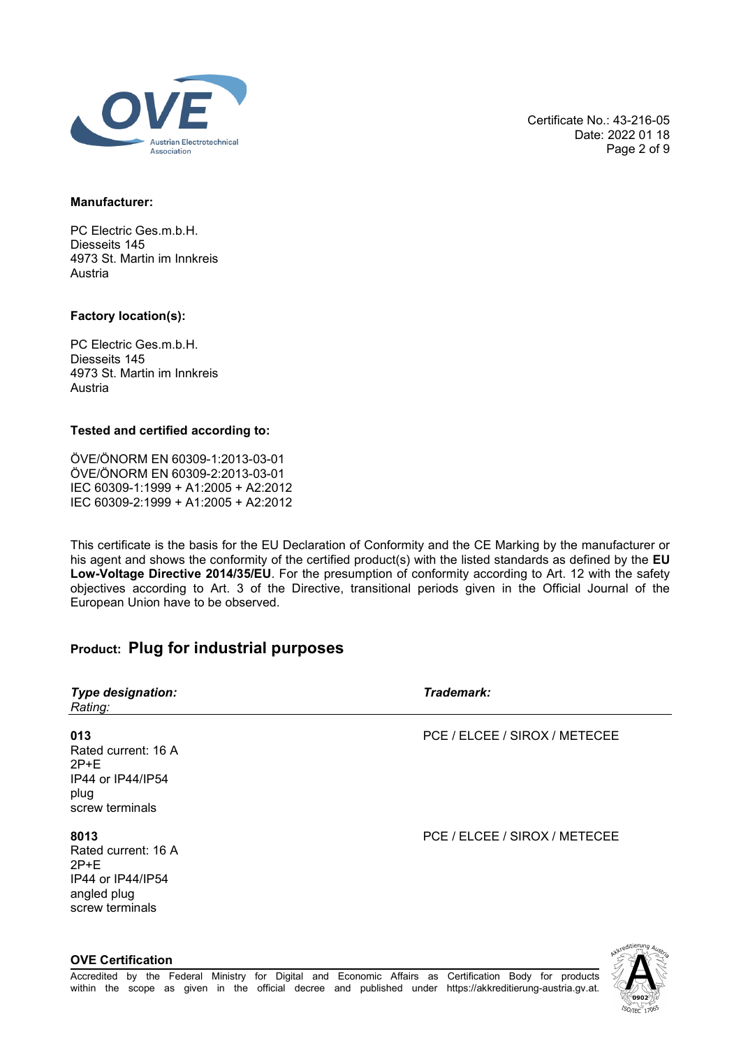Certificate No.: 43-216-05
Date: 2022 01 18

**Manufacturer:**

PC Electric Ges.m.b.H.
Diesseits 145
4973 St. Martin im Innkreis
Austria

**Factory location(s):**

PC Electric Ges.m.b.H.
Diesseits 145
4973 St. Martin im Innkreis
Austria

**Tested and certified according to:**

ÖVE/ÖNORM EN 60309-1:2013-03-01
ÖVE/ÖNORM EN 60309-2:2013-03-01
IEC 60309-1:1999 + A1:2005 + A2:2012
IEC 60309-2:1999 + A1:2005 + A2:2012

This certificate is the basis for the EU Declaration of Conformity and the CE Marking by the manufacturer or his agent and shows the conformity of the certified product(s) with the listed standards as defined by the **EU Low-Voltage Directive 2014/35/EU**. For the presumption of conformity according to Art. 12 with the safety objectives according to Art. 3 of the Directive, transitional periods given in the Official Journal of the European Union have to be observed.

## Product: Plug for industrial purposes

| ***Type designation:*** *Rating:* | ***Trademark:*** |
|---|---|
| **013** Rated current: 16 A 2P+E IP44 or IP44/IP54 plug screw terminals | PCE / ELCEE / SIROX / METECEE |
| **8013** Rated current: 16 A 2P+E IP44 or IP44/IP54 angled plug screw terminals | PCE / ELCEE / SIROX / METECEE |

**OVE Certification**

Accredited by the Federal Ministry for Digital and Economic Affairs as Certification Body for products within the scope as given in the official decree and published under https://akkreditierung-austria.gv.at.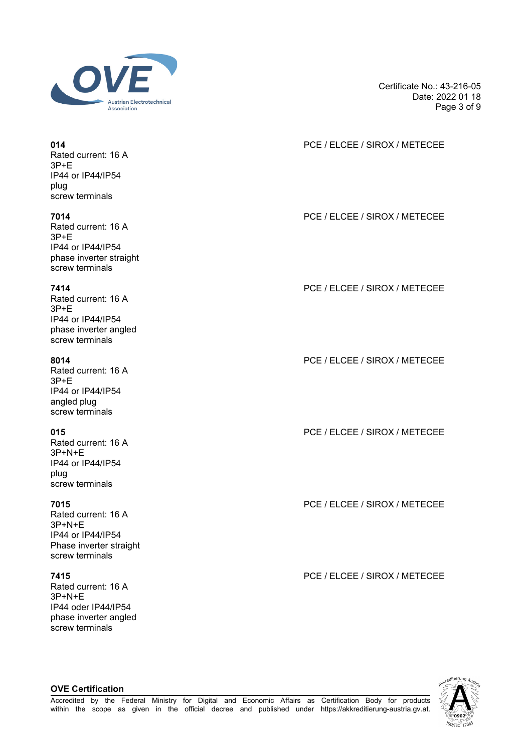**014**
Rated current: 16 A
3P+E
IP44 or IP44/IP54
plug
screw terminals

PCE / ELCEE / SIROX / METECEE

**7014**
Rated current: 16 A
3P+E
IP44 or IP44/IP54
phase inverter straight
screw terminals

PCE / ELCEE / SIROX / METECEE

**7414**
Rated current: 16 A
3P+E
IP44 or IP44/IP54
phase inverter angled
screw terminals

PCE / ELCEE / SIROX / METECEE

**8014**
Rated current: 16 A
3P+E
IP44 or IP44/IP54
angled plug
screw terminals

PCE / ELCEE / SIROX / METECEE

**015**
Rated current: 16 A
3P+N+E
IP44 or IP44/IP54
plug
screw terminals

PCE / ELCEE / SIROX / METECEE

**7015**
Rated current: 16 A
3P+N+E
IP44 or IP44/IP54
Phase inverter straight
screw terminals

PCE / ELCEE / SIROX / METECEE

**7415**
Rated current: 16 A
3P+N+E
IP44 oder IP44/IP54
phase inverter angled
screw terminals

PCE / ELCEE / SIROX / METECEE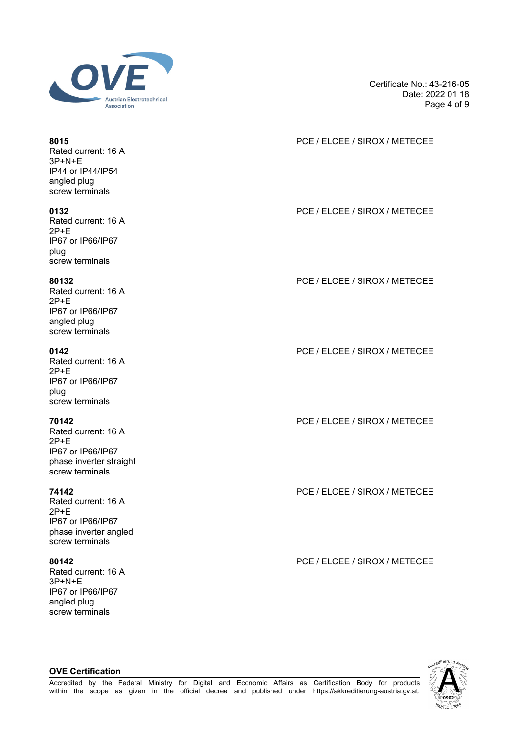**8015**
Rated current: 16 A
3P+N+E
IP44 or IP44/IP54
angled plug
screw terminals

PCE / ELCEE / SIROX / METECEE

**0132**
Rated current: 16 A
2P+E
IP67 or IP66/IP67
plug
screw terminals

PCE / ELCEE / SIROX / METECEE

**80132**
Rated current: 16 A
2P+E
IP67 or IP66/IP67
angled plug
screw terminals

PCE / ELCEE / SIROX / METECEE

**0142**
Rated current: 16 A
2P+E
IP67 or IP66/IP67
plug
screw terminals

PCE / ELCEE / SIROX / METECEE

**70142**
Rated current: 16 A
2P+E
IP67 or IP66/IP67
phase inverter straight
screw terminals

PCE / ELCEE / SIROX / METECEE

**74142**
Rated current: 16 A
2P+E
IP67 or IP66/IP67
phase inverter angled
screw terminals

PCE / ELCEE / SIROX / METECEE

**80142**
Rated current: 16 A
3P+N+E
IP67 or IP66/IP67
angled plug
screw terminals

PCE / ELCEE / SIROX / METECEE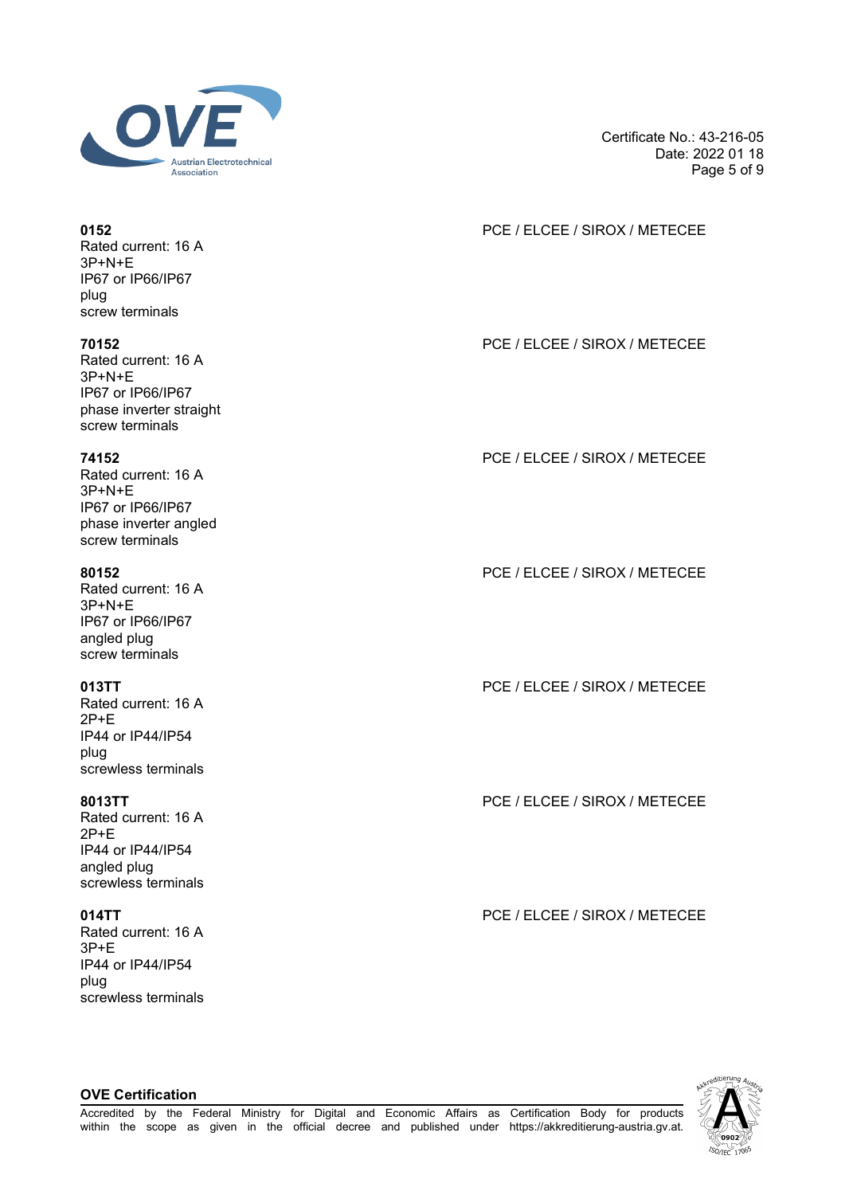Certificate No.: 43-216-05
Date: 2022 01 18

**0152** PCE / ELCEE / SIROX / METECEE
Rated current: 16 A
3P+N+E
IP67 or IP66/IP67
plug
screw terminals

**70152** PCE / ELCEE / SIROX / METECEE
Rated current: 16 A
3P+N+E
IP67 or IP66/IP67
phase inverter straight
screw terminals

**74152** PCE / ELCEE / SIROX / METECEE
Rated current: 16 A
3P+N+E
IP67 or IP66/IP67
phase inverter angled
screw terminals

**80152** PCE / ELCEE / SIROX / METECEE
Rated current: 16 A
3P+N+E
IP67 or IP66/IP67
angled plug
screw terminals

**013TT** PCE / ELCEE / SIROX / METECEE
Rated current: 16 A
2P+E
IP44 or IP44/IP54
plug
screwless terminals

**8013TT** PCE / ELCEE / SIROX / METECEE
Rated current: 16 A
2P+E
IP44 or IP44/IP54
angled plug
screwless terminals

**014TT** PCE / ELCEE / SIROX / METECEE
Rated current: 16 A
3P+E
IP44 or IP44/IP54
plug
screwless terminals

**OVE Certification**
Accredited by the Federal Ministry for Digital and Economic Affairs as Certification Body for products within the scope as given in the official decree and published under https://akkreditierung-austria.gv.at.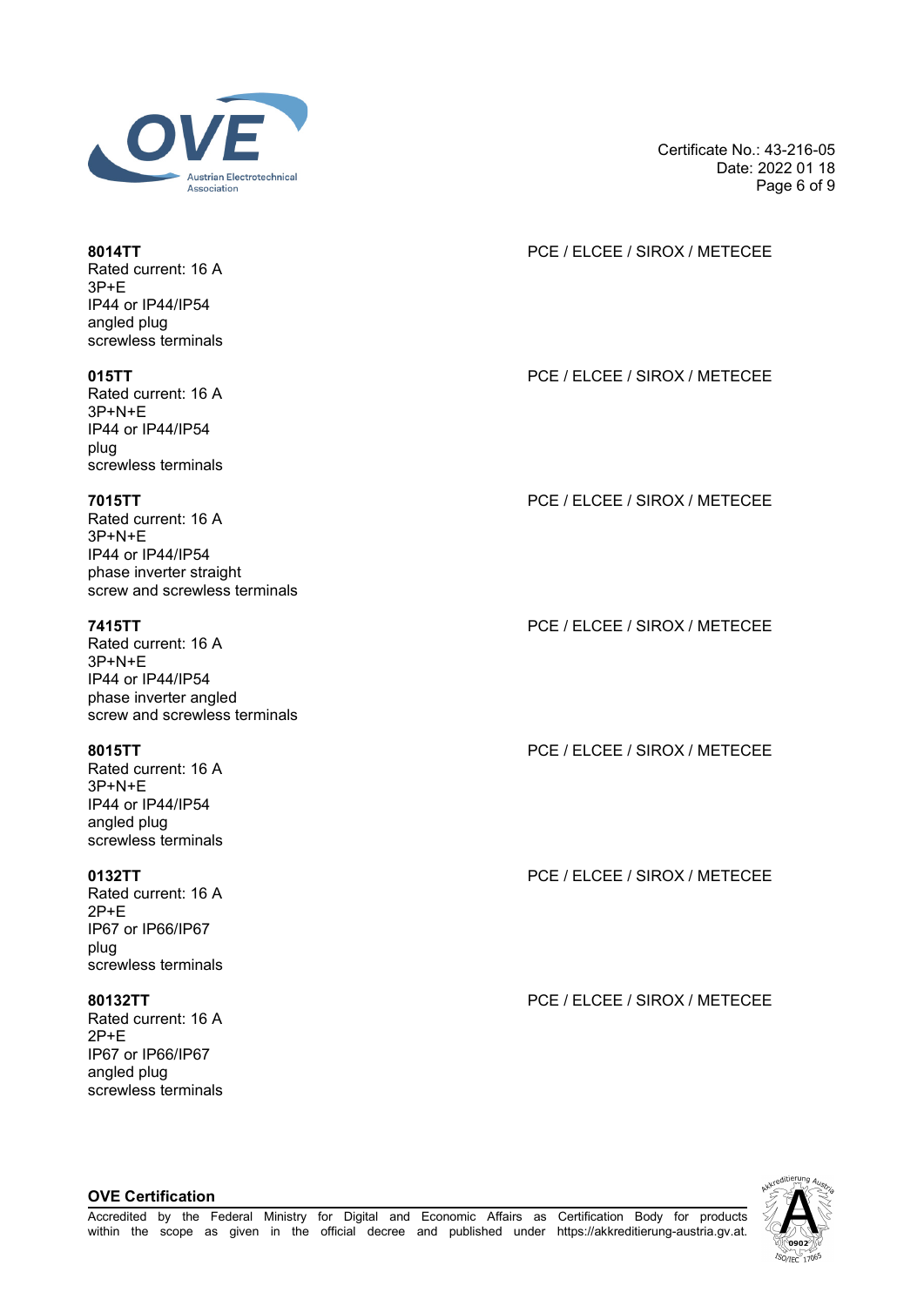**8014TT**
Rated current: 16 A
3P+E
IP44 or IP44/IP54
angled plug
screwless terminals

PCE / ELCEE / SIROX / METECEE

**015TT**
Rated current: 16 A
3P+N+E
IP44 or IP44/IP54
plug
screwless terminals

PCE / ELCEE / SIROX / METECEE

**7015TT**
Rated current: 16 A
3P+N+E
IP44 or IP44/IP54
phase inverter straight
screw and screwless terminals

PCE / ELCEE / SIROX / METECEE

**7415TT**
Rated current: 16 A
3P+N+E
IP44 or IP44/IP54
phase inverter angled
screw and screwless terminals

PCE / ELCEE / SIROX / METECEE

**8015TT**
Rated current: 16 A
3P+N+E
IP44 or IP44/IP54
angled plug
screwless terminals

PCE / ELCEE / SIROX / METECEE

**0132TT**
Rated current: 16 A
2P+E
IP67 or IP66/IP67
plug
screwless terminals

PCE / ELCEE / SIROX / METECEE

**80132TT**
Rated current: 16 A
2P+E
IP67 or IP66/IP67
angled plug
screwless terminals

PCE / ELCEE / SIROX / METECEE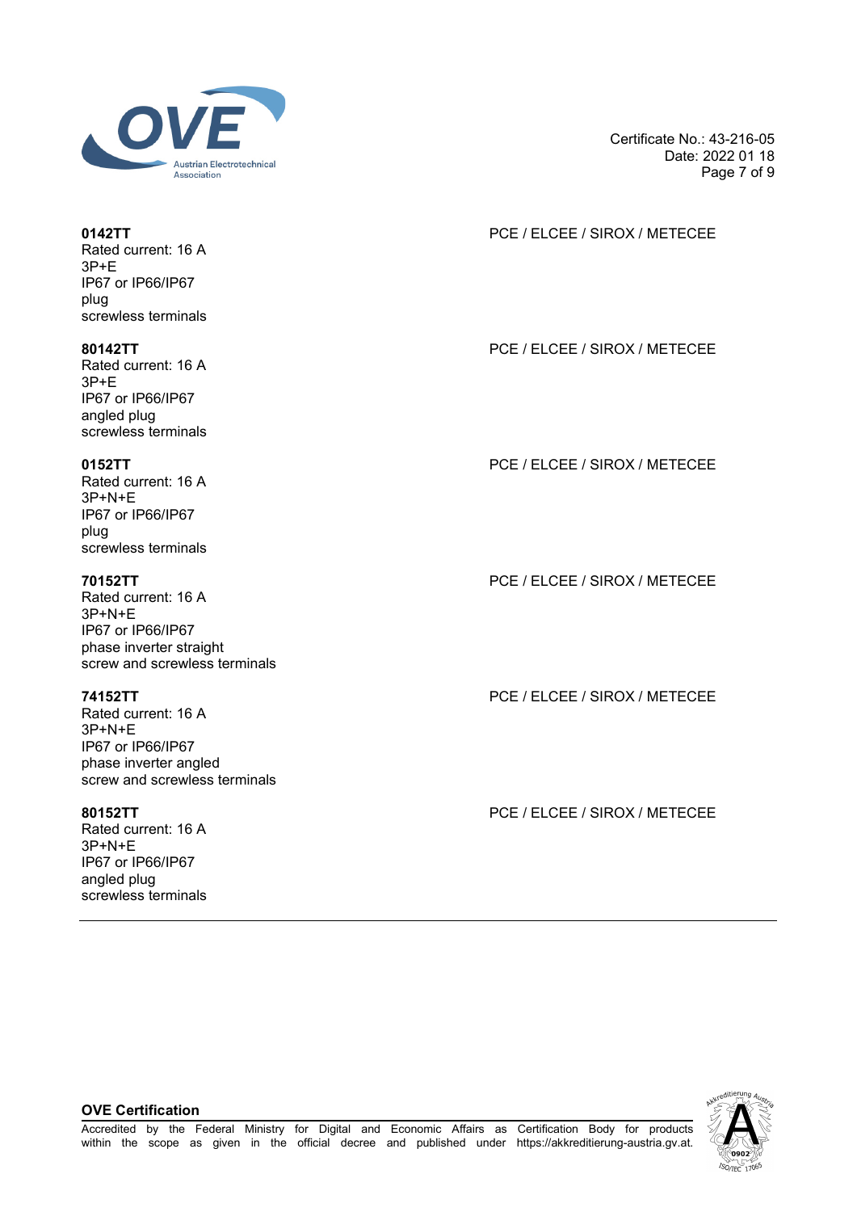**0142TT**
Rated current: 16 A
3P+E
IP67 or IP66/IP67
plug
screwless terminals

PCE / ELCEE / SIROX / METECEE

**80142TT**
Rated current: 16 A
3P+E
IP67 or IP66/IP67
angled plug
screwless terminals

PCE / ELCEE / SIROX / METECEE

**0152TT**
Rated current: 16 A
3P+N+E
IP67 or IP66/IP67
plug
screwless terminals

PCE / ELCEE / SIROX / METECEE

**70152TT**
Rated current: 16 A
3P+N+E
IP67 or IP66/IP67
phase inverter straight
screw and screwless terminals

PCE / ELCEE / SIROX / METECEE

**74152TT**
Rated current: 16 A
3P+N+E
IP67 or IP66/IP67
phase inverter angled
screw and screwless terminals

PCE / ELCEE / SIROX / METECEE

**80152TT**
Rated current: 16 A
3P+N+E
IP67 or IP66/IP67
angled plug
screwless terminals

PCE / ELCEE / SIROX / METECEE

---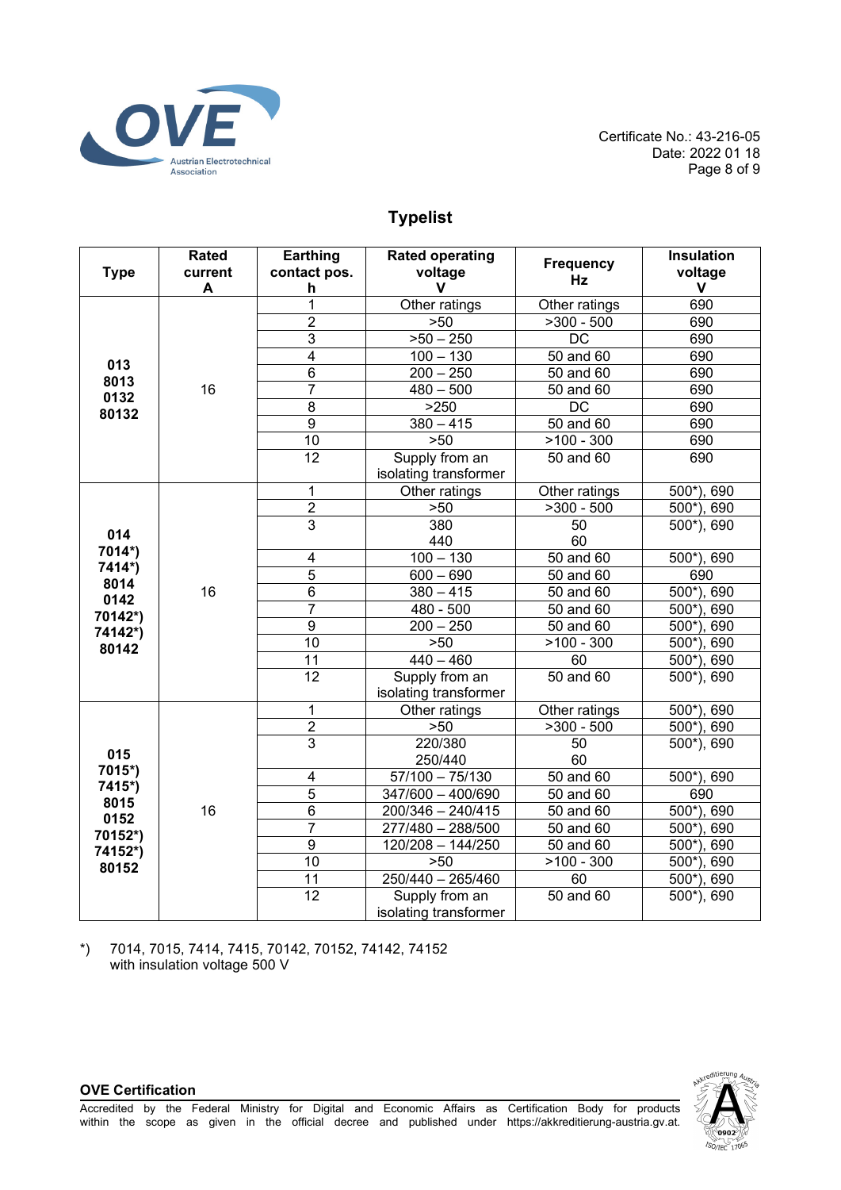## Typelist

| Type | Rated current A | Earthing contact pos. h | Rated operating voltage V | Frequency Hz | Insulation voltage V |
|---|---|---|---|---|---|
| 013<br>8013<br>0132<br>80132 | 16 | 1 | Other ratings | Other ratings | 690 |
| | | 2 | >50 | >300 - 500 | 690 |
| | | 3 | >50 – 250 | DC | 690 |
| | | 4 | 100 – 130 | 50 and 60 | 690 |
| | | 6 | 200 – 250 | 50 and 60 | 690 |
| | | 7 | 480 – 500 | 50 and 60 | 690 |
| | | 8 | >250 | DC | 690 |
| | | 9 | 380 – 415 | 50 and 60 | 690 |
| | | 10 | >50 | >100 - 300 | 690 |
| | | 12 | Supply from an isolating transformer | 50 and 60 | 690 |
| 014<br>7014*)<br>7414*)<br>8014<br>0142<br>70142*)<br>74142*)<br>80142 | 16 | 1 | Other ratings | Other ratings | 500*), 690 |
| | | 2 | >50 | >300 - 500 | 500*), 690 |
| | | 3 | 380<br>440 | 50<br>60 | 500*), 690 |
| | | 4 | 100 – 130 | 50 and 60 | 500*), 690 |
| | | 5 | 600 – 690 | 50 and 60 | 690 |
| | | 6 | 380 – 415 | 50 and 60 | 500*), 690 |
| | | 7 | 480 - 500 | 50 and 60 | 500*), 690 |
| | | 9 | 200 – 250 | 50 and 60 | 500*), 690 |
| | | 10 | >50 | >100 - 300 | 500*), 690 |
| | | 11 | 440 – 460 | 60 | 500*), 690 |
| | | 12 | Supply from an isolating transformer | 50 and 60 | 500*), 690 |
| 015<br>7015*)<br>7415*)<br>8015<br>0152<br>70152*)<br>74152*)<br>80152 | 16 | 1 | Other ratings | Other ratings | 500*), 690 |
| | | 2 | >50 | >300 - 500 | 500*), 690 |
| | | 3 | 220/380<br>250/440 | 50<br>60 | 500*), 690 |
| | | 4 | 57/100 – 75/130 | 50 and 60 | 500*), 690 |
| | | 5 | 347/600 – 400/690 | 50 and 60 | 690 |
| | | 6 | 200/346 – 240/415 | 50 and 60 | 500*), 690 |
| | | 7 | 277/480 – 288/500 | 50 and 60 | 500*), 690 |
| | | 9 | 120/208 – 144/250 | 50 and 60 | 500*), 690 |
| | | 10 | >50 | >100 - 300 | 500*), 690 |
| | | 11 | 250/440 – 265/460 | 60 | 500*), 690 |
| | | 12 | Supply from an isolating transformer | 50 and 60 | 500*), 690 |

*) 7014, 7015, 7414, 7415, 70142, 70152, 74142, 74152 with insulation voltage 500 V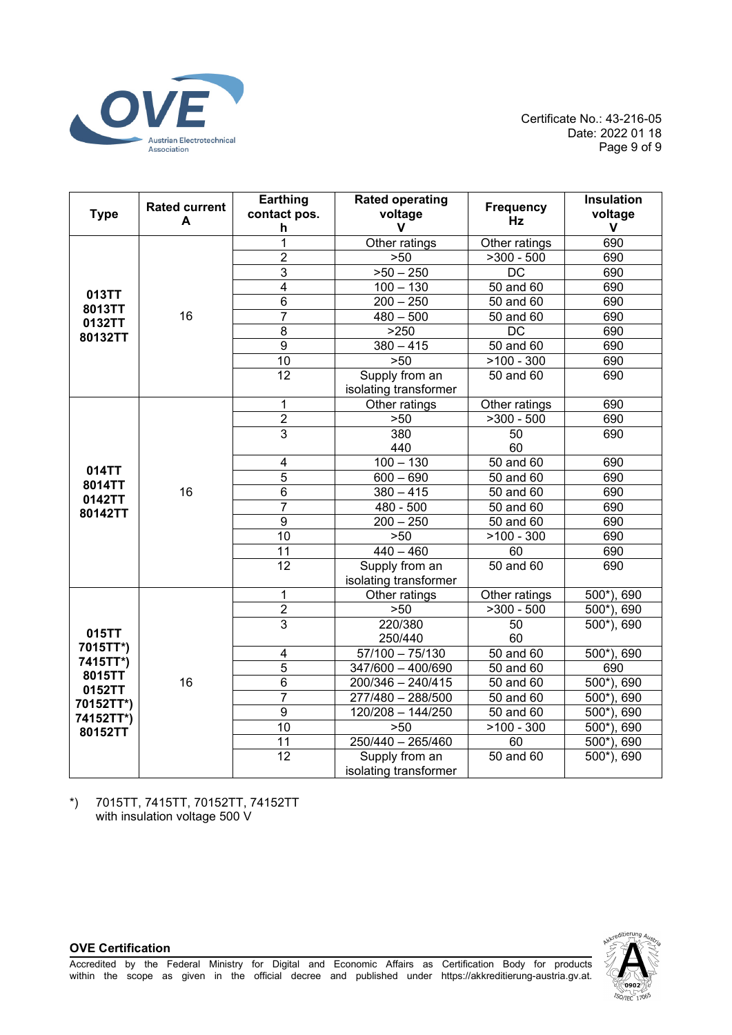| Type | Rated current A | Earthing contact pos. h | Rated operating voltage V | Frequency Hz | Insulation voltage V |
|---|---|---|---|---|---|
| **013TT 8013TT 0132TT 80132TT** | 16 | 1 | Other ratings | Other ratings | 690 |
| | | 2 | >50 | >300 - 500 | 690 |
| | | 3 | >50 – 250 | DC | 690 |
| | | 4 | 100 – 130 | 50 and 60 | 690 |
| | | 6 | 200 – 250 | 50 and 60 | 690 |
| | | 7 | 480 – 500 | 50 and 60 | 690 |
| | | 8 | >250 | DC | 690 |
| | | 9 | 380 – 415 | 50 and 60 | 690 |
| | | 10 | >50 | >100 - 300 | 690 |
| | | 12 | Supply from an isolating transformer | 50 and 60 | 690 |
| **014TT 8014TT 0142TT 80142TT** | 16 | 1 | Other ratings | Other ratings | 690 |
| | | 2 | >50 | >300 - 500 | 690 |
| | | 3 | 380<br>440 | 50<br>60 | 690 |
| | | 4 | 100 – 130 | 50 and 60 | 690 |
| | | 5 | 600 – 690 | 50 and 60 | 690 |
| | | 6 | 380 – 415 | 50 and 60 | 690 |
| | | 7 | 480 - 500 | 50 and 60 | 690 |
| | | 9 | 200 – 250 | 50 and 60 | 690 |
| | | 10 | >50 | >100 - 300 | 690 |
| | | 11 | 440 – 460 | 60 | 690 |
| | | 12 | Supply from an isolating transformer | 50 and 60 | 690 |
| **015TT 7015TT*) 7415TT*) 8015TT 0152TT 70152TT*) 74152TT*) 80152TT** | 16 | 1 | Other ratings | Other ratings | 500*), 690 |
| | | 2 | >50 | >300 - 500 | 500*), 690 |
| | | 3 | 220/380<br>250/440 | 50<br>60 | 500*), 690 |
| | | 4 | 57/100 – 75/130 | 50 and 60 | 500*), 690 |
| | | 5 | 347/600 – 400/690 | 50 and 60 | 690 |
| | | 6 | 200/346 – 240/415 | 50 and 60 | 500*), 690 |
| | | 7 | 277/480 – 288/500 | 50 and 60 | 500*), 690 |
| | | 9 | 120/208 – 144/250 | 50 and 60 | 500*), 690 |
| | | 10 | >50 | >100 - 300 | 500*), 690 |
| | | 11 | 250/440 – 265/460 | 60 | 500*), 690 |
| | | 12 | Supply from an isolating transformer | 50 and 60 | 500*), 690 |

*) 7015TT, 7415TT, 70152TT, 74152TT
with insulation voltage 500 V

**OVE Certification**

Accredited by the Federal Ministry for Digital and Economic Affairs as Certification Body for products within the scope as given in the official decree and published under https://akkreditierung-austria.gv.at.